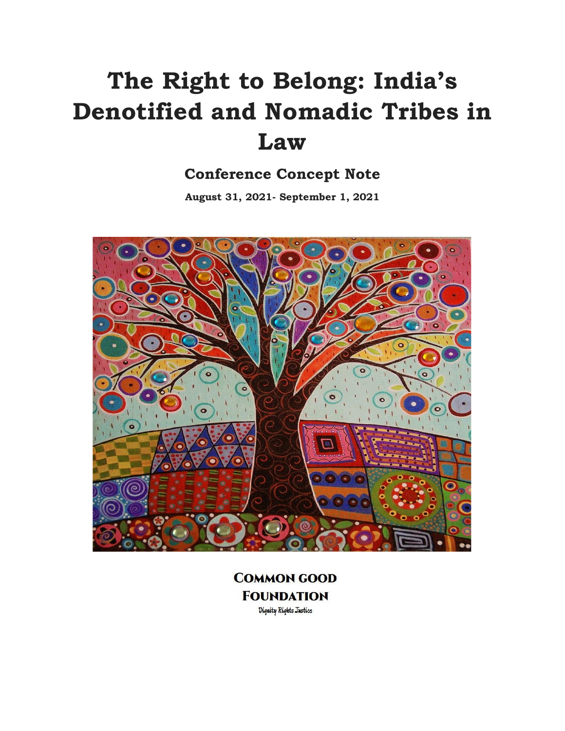# The Right to Belong: India's Denotified and Nomadic Tribes in Law

## Conference Concept Note

**August 31, 2021- September 1, 2021**

**COMMON GOOD FOUNDATION**

*Dignity Rights Justice*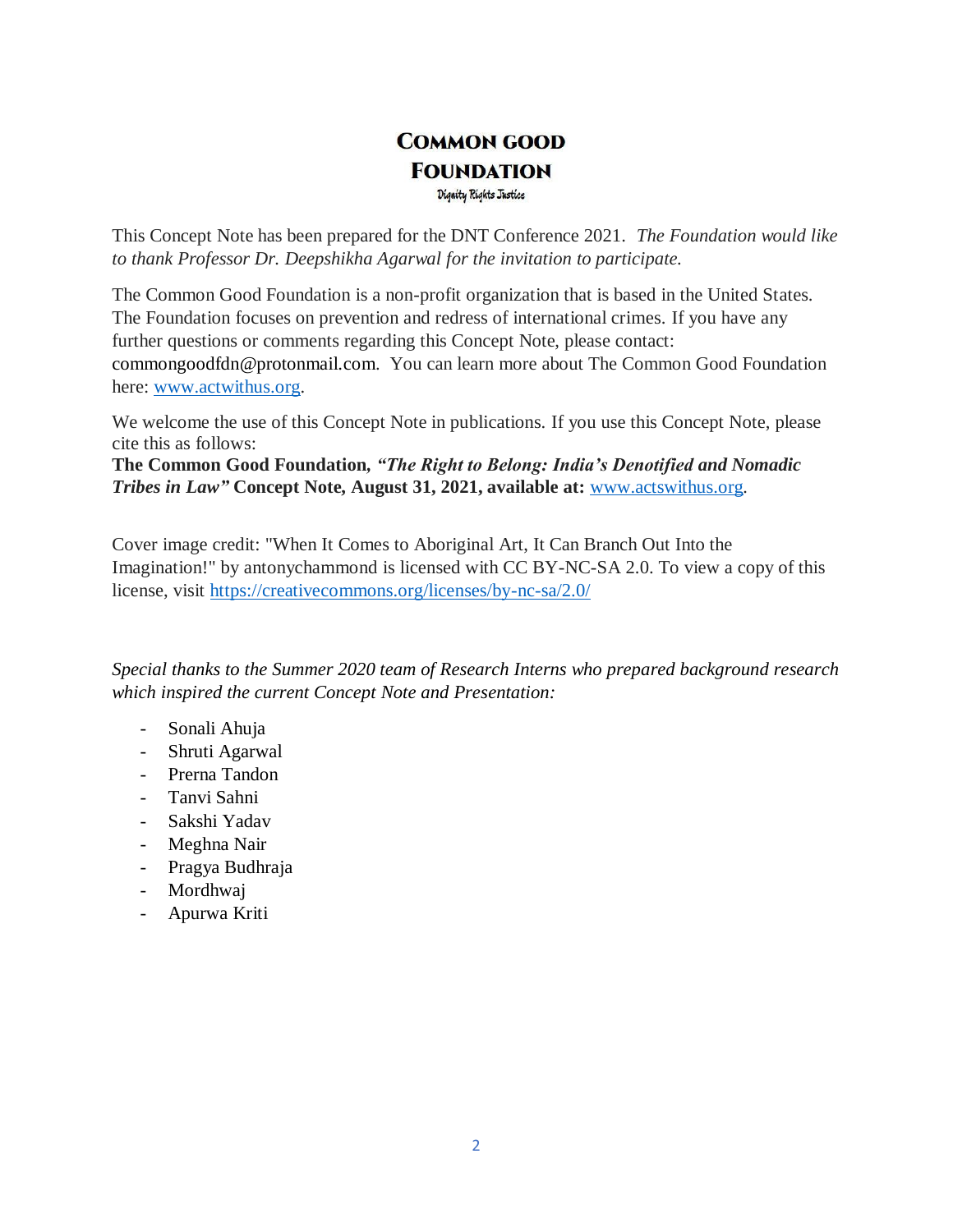# Common good Foundation

Dignity Rights Justice

This Concept Note has been prepared for the DNT Conference 2021. *The Foundation would like to thank Professor Dr. Deepshikha Agarwal for the invitation to participate.*

The Common Good Foundation is a non-profit organization that is based in the United States. The Foundation focuses on prevention and redress of international crimes. If you have any further questions or comments regarding this Concept Note, please contact: commongoodfdn@protonmail.com. You can learn more about The Common Good Foundation here: [www.actwithus.org](www.actwithus.org).

We welcome the use of this Concept Note in publications. If you use this Concept Note, please cite this as follows:
**The Common Good Foundation, *"The Right to Belong: India's Denotified and Nomadic Tribes in Law"* Concept Note, August 31, 2021, available at:** [www.actswithus.org](www.actswithus.org).

Cover image credit: "When It Comes to Aboriginal Art, It Can Branch Out Into the Imagination!" by antonychammond is licensed with CC BY-NC-SA 2.0. To view a copy of this license, visit [https://creativecommons.org/licenses/by-nc-sa/2.0/](https://creativecommons.org/licenses/by-nc-sa/2.0/)

*Special thanks to the Summer 2020 team of Research Interns who prepared background research which inspired the current Concept Note and Presentation:*

- Sonali Ahuja
- Shruti Agarwal
- Prerna Tandon
- Tanvi Sahni
- Sakshi Yadav
- Meghna Nair
- Pragya Budhraja
- Mordhwaj
- Apurwa Kriti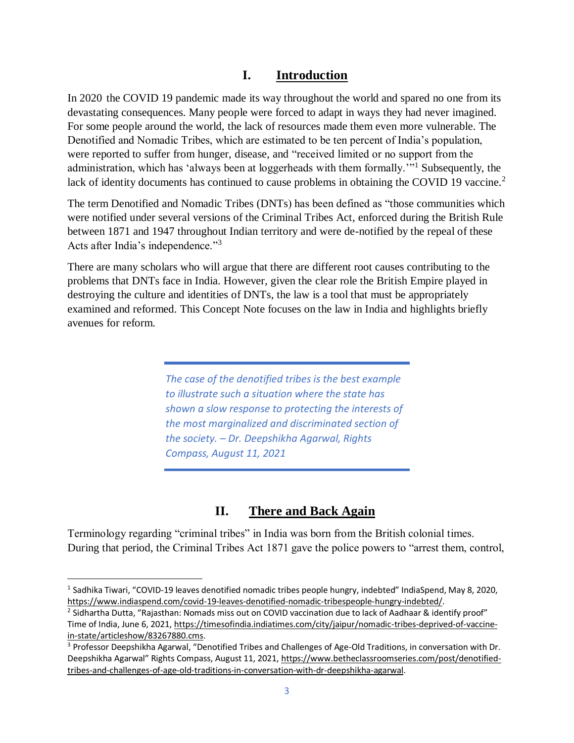## I. Introduction

In 2020 the COVID 19 pandemic made its way throughout the world and spared no one from its devastating consequences. Many people were forced to adapt in ways they had never imagined. For some people around the world, the lack of resources made them even more vulnerable. The Denotified and Nomadic Tribes, which are estimated to be ten percent of India's population, were reported to suffer from hunger, disease, and "received limited or no support from the administration, which has 'always been at loggerheads with them formally.'"[1] Subsequently, the lack of identity documents has continued to cause problems in obtaining the COVID 19 vaccine.[2]

The term Denotified and Nomadic Tribes (DNTs) has been defined as "those communities which were notified under several versions of the Criminal Tribes Act, enforced during the British Rule between 1871 and 1947 throughout Indian territory and were de-notified by the repeal of these Acts after India's independence."[3]

There are many scholars who will argue that there are different root causes contributing to the problems that DNTs face in India. However, given the clear role the British Empire played in destroying the culture and identities of DNTs, the law is a tool that must be appropriately examined and reformed. This Concept Note focuses on the law in India and highlights briefly avenues for reform.

> *The case of the denotified tribes is the best example to illustrate such a situation where the state has shown a slow response to protecting the interests of the most marginalized and discriminated section of the society. – Dr. Deepshikha Agarwal, Rights Compass, August 11, 2021*

## II. There and Back Again

Terminology regarding "criminal tribes" in India was born from the British colonial times. During that period, the Criminal Tribes Act 1871 gave the police powers to "arrest them, control,

---

[1] Sadhika Tiwari, "COVID-19 leaves denotified nomadic tribes people hungry, indebted" IndiaSpend, May 8, 2020, https://www.indiaspend.com/covid-19-leaves-denotified-nomadic-tribespeople-hungry-indebted/.

[2] Sidhartha Dutta, "Rajasthan: Nomads miss out on COVID vaccination due to lack of Aadhaar & identify proof" Time of India, June 6, 2021, https://timesofindia.indiatimes.com/city/jaipur/nomadic-tribes-deprived-of-vaccine-in-state/articleshow/83267880.cms.

[3] Professor Deepshikha Agarwal, "Denotified Tribes and Challenges of Age-Old Traditions, in conversation with Dr. Deepshikha Agarwal" Rights Compass, August 11, 2021, https://www.betheclassroomseries.com/post/denotified-tribes-and-challenges-of-age-old-traditions-in-conversation-with-dr-deepshikha-agarwal.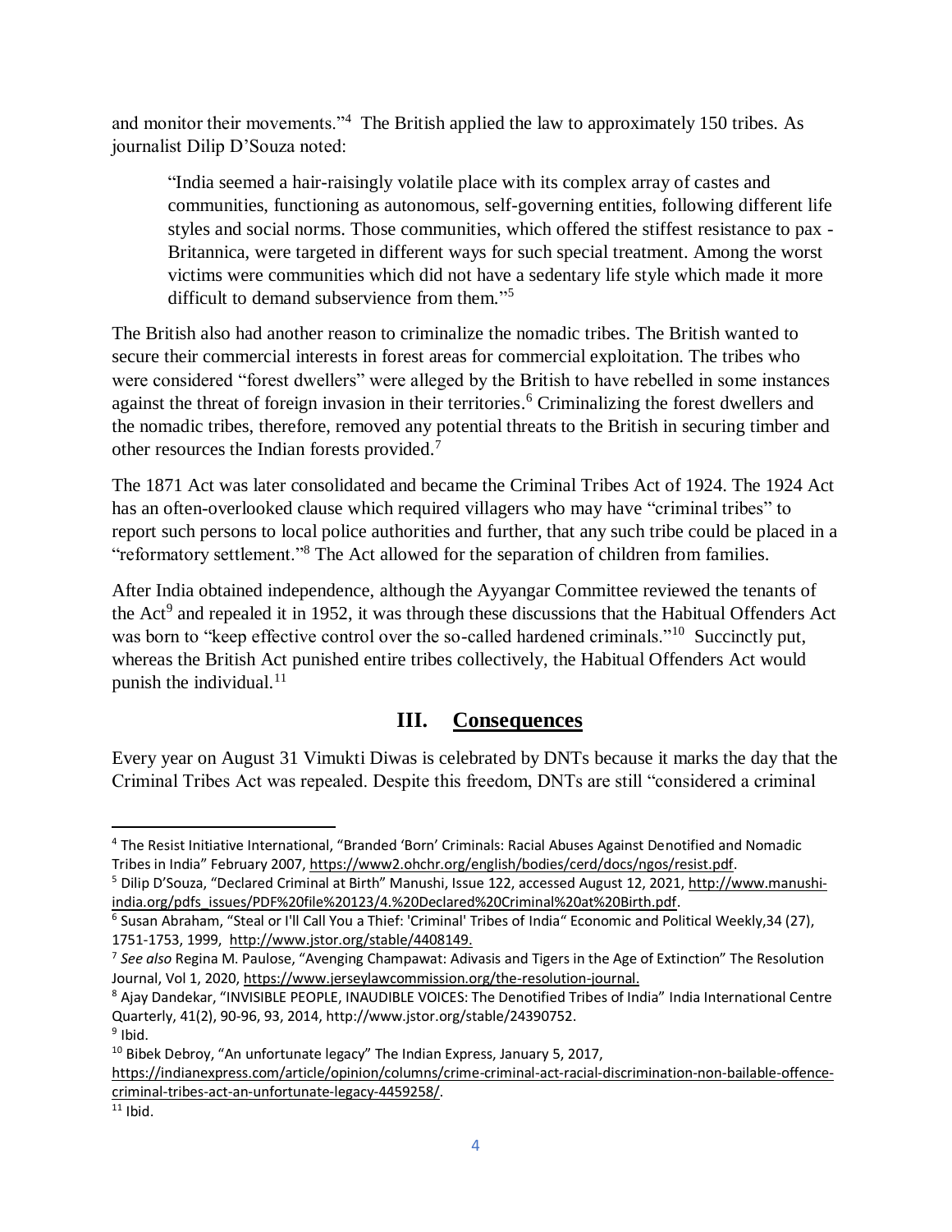and monitor their movements."[4] The British applied the law to approximately 150 tribes. As journalist Dilip D'Souza noted:

> "India seemed a hair-raisingly volatile place with its complex array of castes and communities, functioning as autonomous, self-governing entities, following different life styles and social norms. Those communities, which offered the stiffest resistance to pax - Britannica, were targeted in different ways for such special treatment. Among the worst victims were communities which did not have a sedentary life style which made it more difficult to demand subservience from them."[5]

The British also had another reason to criminalize the nomadic tribes. The British wanted to secure their commercial interests in forest areas for commercial exploitation. The tribes who were considered "forest dwellers" were alleged by the British to have rebelled in some instances against the threat of foreign invasion in their territories.[6] Criminalizing the forest dwellers and the nomadic tribes, therefore, removed any potential threats to the British in securing timber and other resources the Indian forests provided.[7]

The 1871 Act was later consolidated and became the Criminal Tribes Act of 1924. The 1924 Act has an often-overlooked clause which required villagers who may have "criminal tribes" to report such persons to local police authorities and further, that any such tribe could be placed in a "reformatory settlement."[8] The Act allowed for the separation of children from families.

After India obtained independence, although the Ayyangar Committee reviewed the tenants of the Act[9] and repealed it in 1952, it was through these discussions that the Habitual Offenders Act was born to "keep effective control over the so-called hardened criminals."[10] Succinctly put, whereas the British Act punished entire tribes collectively, the Habitual Offenders Act would punish the individual.[11]

## III. Consequences

Every year on August 31 Vimukti Diwas is celebrated by DNTs because it marks the day that the Criminal Tribes Act was repealed. Despite this freedom, DNTs are still "considered a criminal

---

[4] The Resist Initiative International, "Branded 'Born' Criminals: Racial Abuses Against Denotified and Nomadic Tribes in India" February 2007, https://www2.ohchr.org/english/bodies/cerd/docs/ngos/resist.pdf.

[5] Dilip D'Souza, "Declared Criminal at Birth" Manushi, Issue 122, accessed August 12, 2021, http://www.manushi-india.org/pdfs_issues/PDF%20file%20123/4.%20Declared%20Criminal%20at%20Birth.pdf.

[6] Susan Abraham, "Steal or I'll Call You a Thief: 'Criminal' Tribes of India" Economic and Political Weekly,34 (27), 1751-1753, 1999, http://www.jstor.org/stable/4408149.

[7] *See also* Regina M. Paulose, "Avenging Champawat: Adivasis and Tigers in the Age of Extinction" The Resolution Journal, Vol 1, 2020, https://www.jerseylawcommission.org/the-resolution-journal.

[8] Ajay Dandekar, "INVISIBLE PEOPLE, INAUDIBLE VOICES: The Denotified Tribes of India" India International Centre Quarterly, 41(2), 90-96, 93, 2014, http://www.jstor.org/stable/24390752.

[9] Ibid.

[10] Bibek Debroy, "An unfortunate legacy" The Indian Express, January 5, 2017, https://indianexpress.com/article/opinion/columns/crime-criminal-act-racial-discrimination-non-bailable-offence-criminal-tribes-act-an-unfortunate-legacy-4459258/.

[11] Ibid.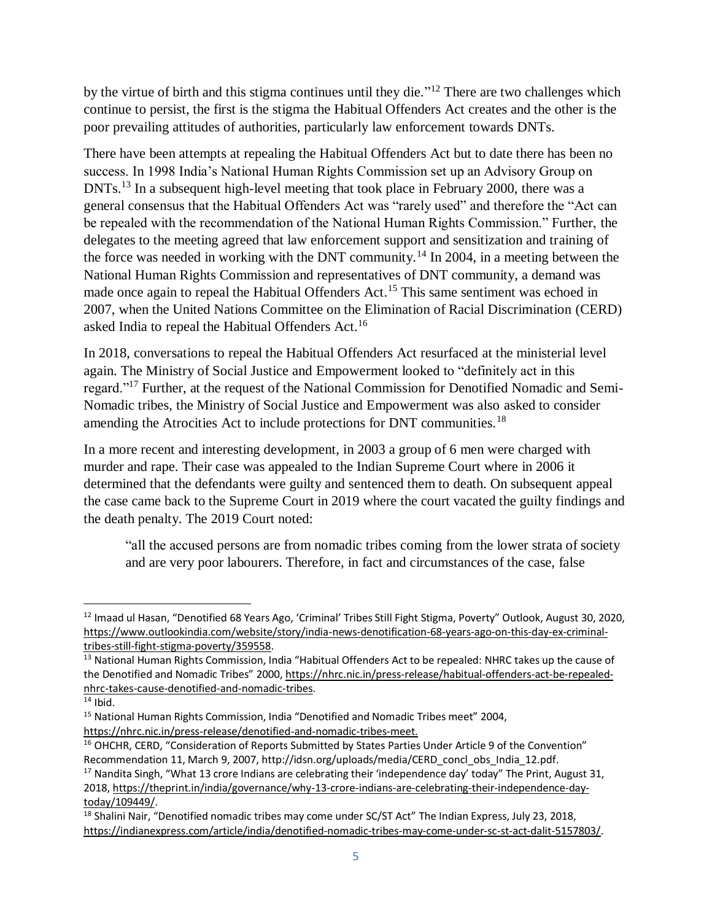by the virtue of birth and this stigma continues until they die."[12] There are two challenges which continue to persist, the first is the stigma the Habitual Offenders Act creates and the other is the poor prevailing attitudes of authorities, particularly law enforcement towards DNTs.

There have been attempts at repealing the Habitual Offenders Act but to date there has been no success. In 1998 India's National Human Rights Commission set up an Advisory Group on DNTs.[13] In a subsequent high-level meeting that took place in February 2000, there was a general consensus that the Habitual Offenders Act was "rarely used" and therefore the "Act can be repealed with the recommendation of the National Human Rights Commission." Further, the delegates to the meeting agreed that law enforcement support and sensitization and training of the force was needed in working with the DNT community.[14] In 2004, in a meeting between the National Human Rights Commission and representatives of DNT community, a demand was made once again to repeal the Habitual Offenders Act.[15] This same sentiment was echoed in 2007, when the United Nations Committee on the Elimination of Racial Discrimination (CERD) asked India to repeal the Habitual Offenders Act.[16]

In 2018, conversations to repeal the Habitual Offenders Act resurfaced at the ministerial level again. The Ministry of Social Justice and Empowerment looked to "definitely act in this regard."[17] Further, at the request of the National Commission for Denotified Nomadic and Semi-Nomadic tribes, the Ministry of Social Justice and Empowerment was also asked to consider amending the Atrocities Act to include protections for DNT communities.[18]

In a more recent and interesting development, in 2003 a group of 6 men were charged with murder and rape. Their case was appealed to the Indian Supreme Court where in 2006 it determined that the defendants were guilty and sentenced them to death. On subsequent appeal the case came back to the Supreme Court in 2019 where the court vacated the guilty findings and the death penalty. The 2019 Court noted:

> "all the accused persons are from nomadic tribes coming from the lower strata of society and are very poor labourers. Therefore, in fact and circumstances of the case, false

---

[12] Imaad ul Hasan, "Denotified 68 Years Ago, 'Criminal' Tribes Still Fight Stigma, Poverty" Outlook, August 30, 2020, https://www.outlookindia.com/website/story/india-news-denotification-68-years-ago-on-this-day-ex-criminal-tribes-still-fight-stigma-poverty/359558.

[13] National Human Rights Commission, India "Habitual Offenders Act to be repealed: NHRC takes up the cause of the Denotified and Nomadic Tribes" 2000, https://nhrc.nic.in/press-release/habitual-offenders-act-be-repealed-nhrc-takes-cause-denotified-and-nomadic-tribes.

[14] Ibid.

[15] National Human Rights Commission, India "Denotified and Nomadic Tribes meet" 2004, https://nhrc.nic.in/press-release/denotified-and-nomadic-tribes-meet.

[16] OHCHR, CERD, "Consideration of Reports Submitted by States Parties Under Article 9 of the Convention" Recommendation 11, March 9, 2007, http://idsn.org/uploads/media/CERD_concl_obs_India_12.pdf.

[17] Nandita Singh, "What 13 crore Indians are celebrating their 'independence day' today" The Print, August 31, 2018, https://theprint.in/india/governance/why-13-crore-indians-are-celebrating-their-independence-day-today/109449/.

[18] Shalini Nair, "Denotified nomadic tribes may come under SC/ST Act" The Indian Express, July 23, 2018, https://indianexpress.com/article/india/denotified-nomadic-tribes-may-come-under-sc-st-act-dalit-5157803/.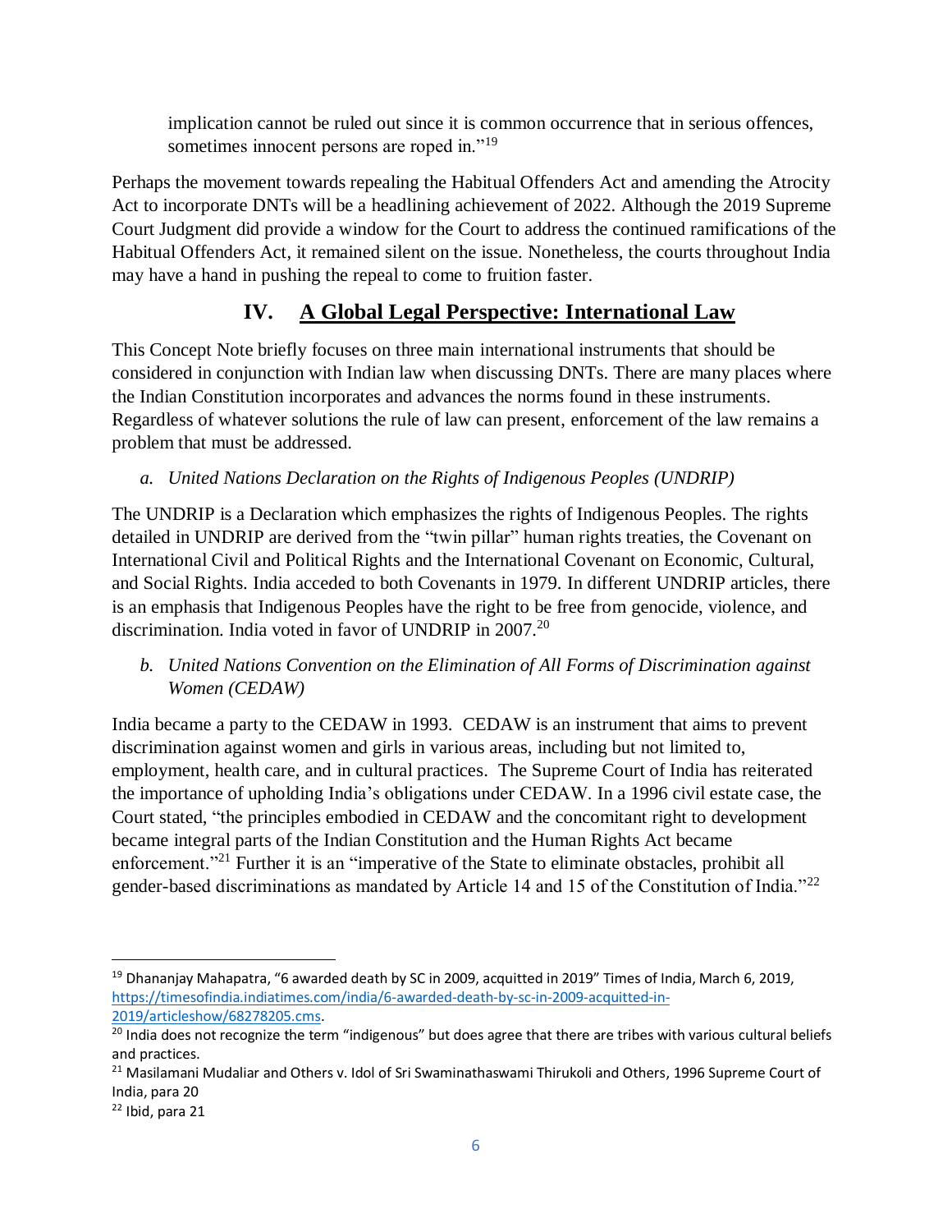implication cannot be ruled out since it is common occurrence that in serious offences, sometimes innocent persons are roped in."[19]

Perhaps the movement towards repealing the Habitual Offenders Act and amending the Atrocity Act to incorporate DNTs will be a headlining achievement of 2022. Although the 2019 Supreme Court Judgment did provide a window for the Court to address the continued ramifications of the Habitual Offenders Act, it remained silent on the issue. Nonetheless, the courts throughout India may have a hand in pushing the repeal to come to fruition faster.

## IV. A Global Legal Perspective: International Law

This Concept Note briefly focuses on three main international instruments that should be considered in conjunction with Indian law when discussing DNTs. There are many places where the Indian Constitution incorporates and advances the norms found in these instruments. Regardless of whatever solutions the rule of law can present, enforcement of the law remains a problem that must be addressed.

### *a. United Nations Declaration on the Rights of Indigenous Peoples (UNDRIP)*

The UNDRIP is a Declaration which emphasizes the rights of Indigenous Peoples. The rights detailed in UNDRIP are derived from the "twin pillar" human rights treaties, the Covenant on International Civil and Political Rights and the International Covenant on Economic, Cultural, and Social Rights. India acceded to both Covenants in 1979. In different UNDRIP articles, there is an emphasis that Indigenous Peoples have the right to be free from genocide, violence, and discrimination. India voted in favor of UNDRIP in 2007.[20]

### *b. United Nations Convention on the Elimination of All Forms of Discrimination against Women (CEDAW)*

India became a party to the CEDAW in 1993. CEDAW is an instrument that aims to prevent discrimination against women and girls in various areas, including but not limited to, employment, health care, and in cultural practices. The Supreme Court of India has reiterated the importance of upholding India's obligations under CEDAW. In a 1996 civil estate case, the Court stated, "the principles embodied in CEDAW and the concomitant right to development became integral parts of the Indian Constitution and the Human Rights Act became enforcement."[21] Further it is an "imperative of the State to eliminate obstacles, prohibit all gender-based discriminations as mandated by Article 14 and 15 of the Constitution of India."[22]

---

[19] Dhananjay Mahapatra, "6 awarded death by SC in 2009, acquitted in 2019" Times of India, March 6, 2019, https://timesofindia.indiatimes.com/india/6-awarded-death-by-sc-in-2009-acquitted-in-2019/articleshow/68278205.cms.

[20] India does not recognize the term "indigenous" but does agree that there are tribes with various cultural beliefs and practices.

[21] Masilamani Mudaliar and Others v. Idol of Sri Swaminathaswami Thirukoli and Others, 1996 Supreme Court of India, para 20

[22] Ibid, para 21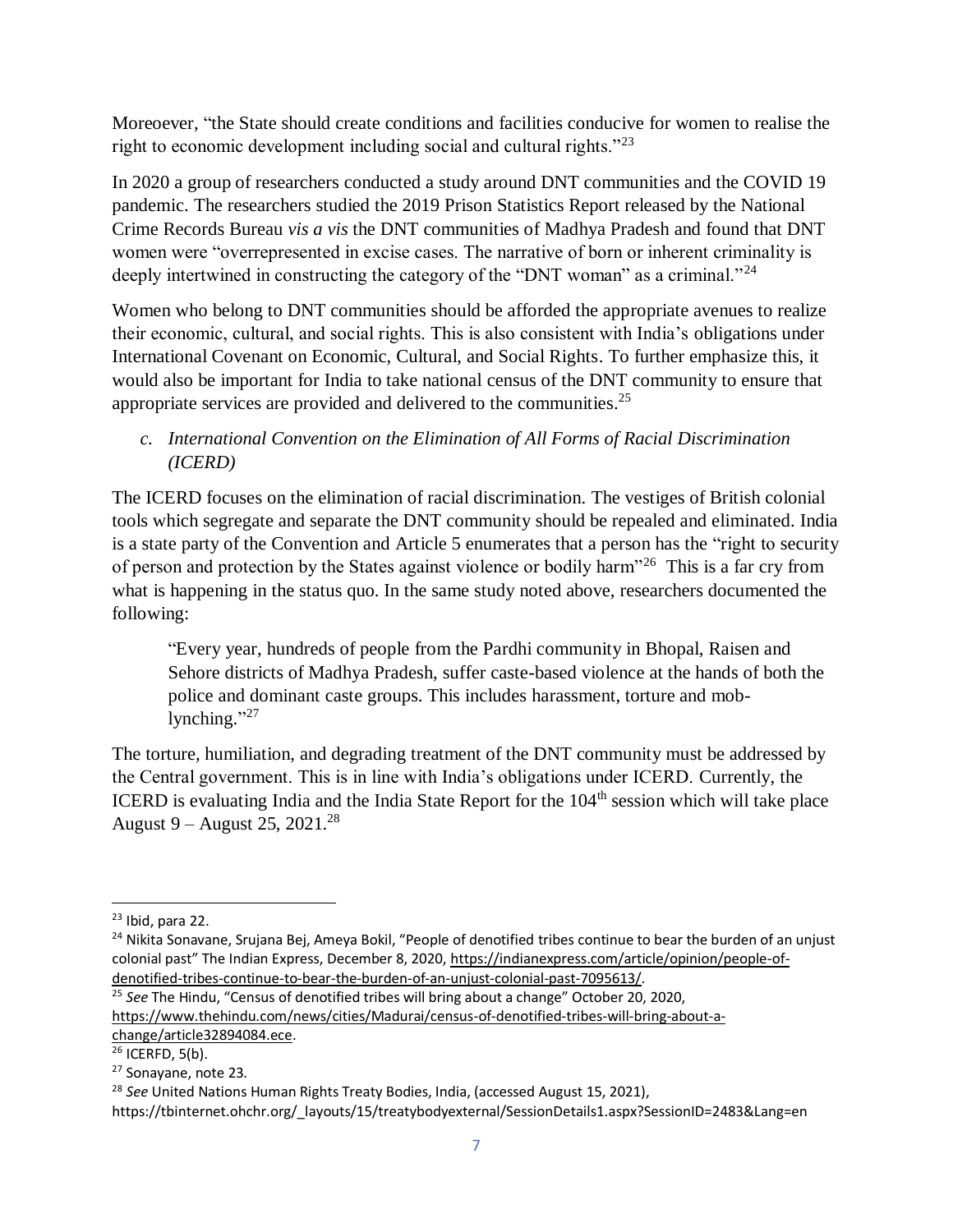Moreoever, "the State should create conditions and facilities conducive for women to realise the right to economic development including social and cultural rights."[23]

In 2020 a group of researchers conducted a study around DNT communities and the COVID 19 pandemic. The researchers studied the 2019 Prison Statistics Report released by the National Crime Records Bureau *vis a vis* the DNT communities of Madhya Pradesh and found that DNT women were "overrepresented in excise cases. The narrative of born or inherent criminality is deeply intertwined in constructing the category of the "DNT woman" as a criminal."[24]

Women who belong to DNT communities should be afforded the appropriate avenues to realize their economic, cultural, and social rights. This is also consistent with India's obligations under International Covenant on Economic, Cultural, and Social Rights. To further emphasize this, it would also be important for India to take national census of the DNT community to ensure that appropriate services are provided and delivered to the communities.[25]

*c. International Convention on the Elimination of All Forms of Racial Discrimination (ICERD)*

The ICERD focuses on the elimination of racial discrimination. The vestiges of British colonial tools which segregate and separate the DNT community should be repealed and eliminated. India is a state party of the Convention and Article 5 enumerates that a person has the "right to security of person and protection by the States against violence or bodily harm"[26] This is a far cry from what is happening in the status quo. In the same study noted above, researchers documented the following:

> "Every year, hundreds of people from the Pardhi community in Bhopal, Raisen and Sehore districts of Madhya Pradesh, suffer caste-based violence at the hands of both the police and dominant caste groups. This includes harassment, torture and mob-lynching."[27]

The torture, humiliation, and degrading treatment of the DNT community must be addressed by the Central government. This is in line with India's obligations under ICERD. Currently, the ICERD is evaluating India and the India State Report for the 104th session which will take place August 9 – August 25, 2021.[28]

---

[23] Ibid, para 22.

[24] Nikita Sonavane, Srujana Bej, Ameya Bokil, "People of denotified tribes continue to bear the burden of an unjust colonial past" The Indian Express, December 8, 2020, https://indianexpress.com/article/opinion/people-of-denotified-tribes-continue-to-bear-the-burden-of-an-unjust-colonial-past-7095613/.

[25] *See* The Hindu, "Census of denotified tribes will bring about a change" October 20, 2020, https://www.thehindu.com/news/cities/Madurai/census-of-denotified-tribes-will-bring-about-a-change/article32894084.ece.

[26] ICERFD, 5(b).

[27] Sonayane, note 23.

[28] *See* United Nations Human Rights Treaty Bodies, India, (accessed August 15, 2021), https://tbinternet.ohchr.org/_layouts/15/treatybodyexternal/SessionDetails1.aspx?SessionID=2483&Lang=en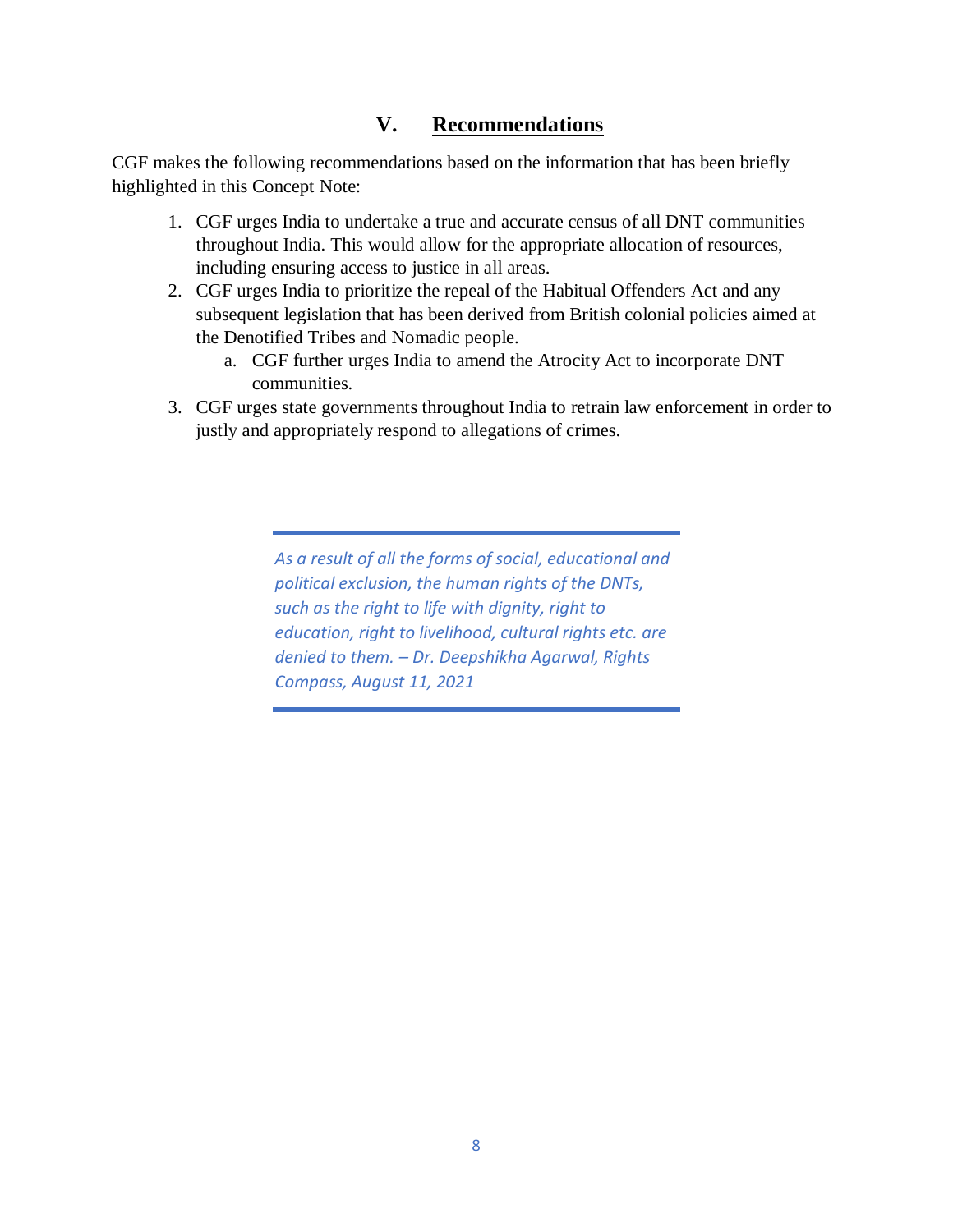## V. Recommendations

CGF makes the following recommendations based on the information that has been briefly highlighted in this Concept Note:

1. CGF urges India to undertake a true and accurate census of all DNT communities throughout India. This would allow for the appropriate allocation of resources, including ensuring access to justice in all areas.
2. CGF urges India to prioritize the repeal of the Habitual Offenders Act and any subsequent legislation that has been derived from British colonial policies aimed at the Denotified Tribes and Nomadic people.
   a. CGF further urges India to amend the Atrocity Act to incorporate DNT communities.
3. CGF urges state governments throughout India to retrain law enforcement in order to justly and appropriately respond to allegations of crimes.

> *As a result of all the forms of social, educational and political exclusion, the human rights of the DNTs, such as the right to life with dignity, right to education, right to livelihood, cultural rights etc. are denied to them. – Dr. Deepshikha Agarwal, Rights Compass, August 11, 2021*